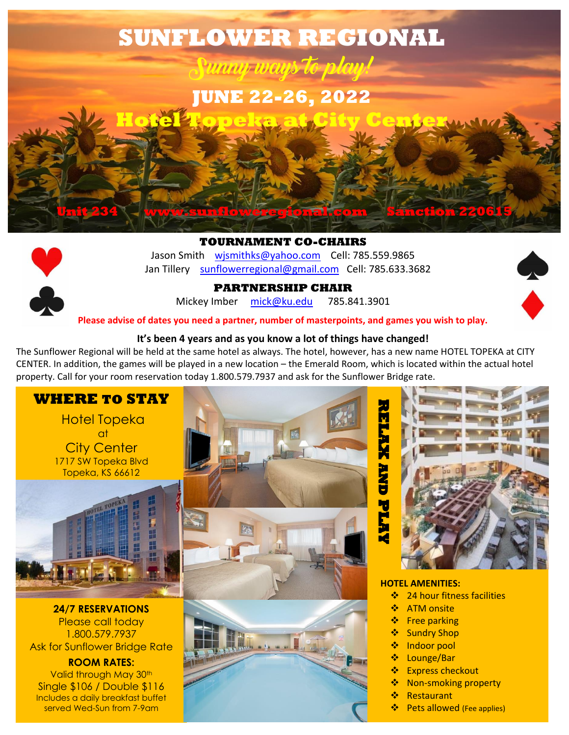# SUNFLOWER REGIONAL

*Sunny ways to play!*

## JUNE 22-26, 2022

## Hotel Topeka at City Center

Unit 234 www.sunflowerregional.com Sanction 220615

### TOURNAMENT CO-CHAIRS

Jason Smith wjsmithks@yahoo.com Cell: 785.559.9865
Jan Tillery sunflowerregional@gmail.com Cell: 785.633.3682

### PARTNERSHIP CHAIR

Mickey Imber mick@ku.edu 785.841.3901

**Please advise of dates you need a partner, number of masterpoints, and games you wish to play.**

**It's been 4 years and as you know a lot of things have changed!**

The Sunflower Regional will be held at the same hotel as always. The hotel, however, has a new name HOTEL TOPEKA at CITY CENTER. In addition, the games will be played in a new location – the Emerald Room, which is located within the actual hotel property. Call for your room reservation today 1.800.579.7937 and ask for the Sunflower Bridge rate.

## WHERE TO STAY

Hotel Topeka
at
City Center
1717 SW Topeka Blvd
Topeka, KS 66612

**24/7 RESERVATIONS**
Please call today
1.800.579.7937
Ask for Sunflower Bridge Rate

**ROOM RATES:**
Valid through May 30th
Single $106 / Double $116
Includes a daily breakfast buffet served Wed-Sun from 7-9am

## RELAX AND PLAY

**HOTEL AMENITIES:**

- 24 hour fitness facilities
- ATM onsite
- Free parking
- Sundry Shop
- Indoor pool
- Lounge/Bar
- Express checkout
- Non-smoking property
- Restaurant
- Pets allowed (Fee applies)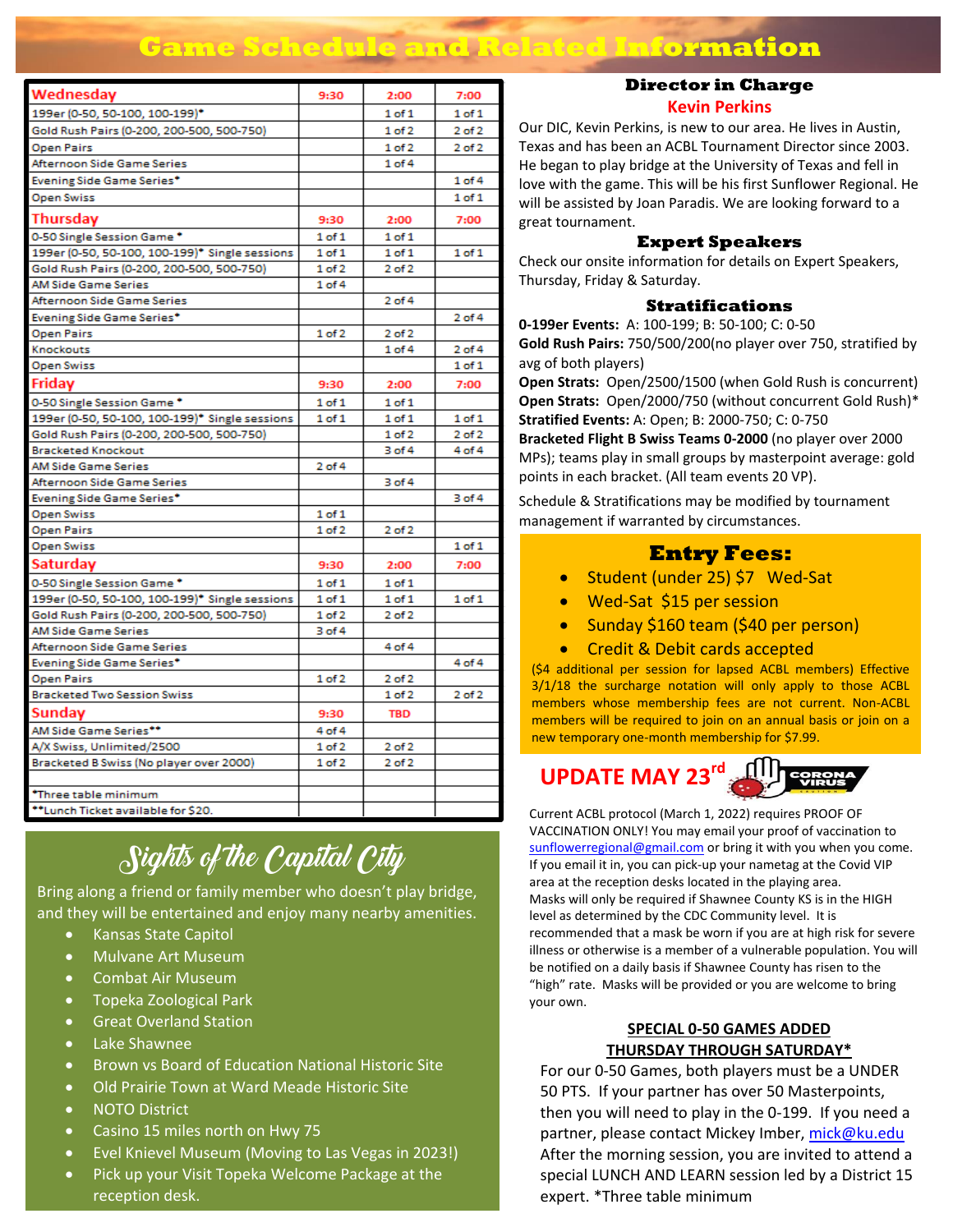# Game Schedule and Related Information

| Wednesday | 9:30 | 2:00 | 7:00 |
|---|---|---|---|
| 199er (0-50, 50-100, 100-199)* | | 1 of 1 | 1 of 1 |
| Gold Rush Pairs (0-200, 200-500, 500-750) | | 1 of 2 | 2 of 2 |
| Open Pairs | | 1 of 2 | 2 of 2 |
| Afternoon Side Game Series | | 1 of 4 | |
| Evening Side Game Series* | | | 1 of 4 |
| Open Swiss | | | 1 of 1 |
| **Thursday** | **9:30** | **2:00** | **7:00** |
| 0-50 Single Session Game * | 1 of 1 | 1 of 1 | |
| 199er (0-50, 50-100, 100-199)* Single sessions | 1 of 1 | 1 of 1 | 1 of 1 |
| Gold Rush Pairs (0-200, 200-500, 500-750) | 1 of 2 | 2 of 2 | |
| AM Side Game Series | 1 of 4 | | |
| Afternoon Side Game Series | | 2 of 4 | |
| Evening Side Game Series* | | | 2 of 4 |
| Open Pairs | 1 of 2 | 2 of 2 | |
| Knockouts | | 1 of 4 | 2 of 4 |
| Open Swiss | | | 1 of 1 |
| **Friday** | **9:30** | **2:00** | **7:00** |
| 0-50 Single Session Game * | 1 of 1 | 1 of 1 | |
| 199er (0-50, 50-100, 100-199)* Single sessions | 1 of 1 | 1 of 1 | 1 of 1 |
| Gold Rush Pairs (0-200, 200-500, 500-750) | | 1 of 2 | 2 of 2 |
| Bracketed Knockout | | 3 of 4 | 4 of 4 |
| AM Side Game Series | 2 of 4 | | |
| Afternoon Side Game Series | | 3 of 4 | |
| Evening Side Game Series* | | | 3 of 4 |
| Open Swiss | 1 of 1 | | |
| Open Pairs | 1 of 2 | 2 of 2 | |
| Open Swiss | | | 1 of 1 |
| **Saturday** | **9:30** | **2:00** | **7:00** |
| 0-50 Single Session Game * | 1 of 1 | 1 of 1 | |
| 199er (0-50, 50-100, 100-199)* Single sessions | 1 of 1 | 1 of 1 | 1 of 1 |
| Gold Rush Pairs (0-200, 200-500, 500-750) | 1 of 2 | 2 of 2 | |
| AM Side Game Series | 3 of 4 | | |
| Afternoon Side Game Series | | 4 of 4 | |
| Evening Side Game Series* | | | 4 of 4 |
| Open Pairs | 1 of 2 | 2 of 2 | |
| Bracketed Two Session Swiss | | 1 of 2 | 2 of 2 |
| **Sunday** | **9:30** | **TBD** | |
| AM Side Game Series** | 4 of 4 | | |
| A/X Swiss, Unlimited/2500 | 1 of 2 | 2 of 2 | |
| Bracketed B Swiss (No player over 2000) | 1 of 2 | 2 of 2 | |
| | | | |
| *Three table minimum | | | |
| **Lunch Ticket available for $20. | | | |

## Sights of the Capital City

Bring along a friend or family member who doesn't play bridge, and they will be entertained and enjoy many nearby amenities.

- Kansas State Capitol
- Mulvane Art Museum
- Combat Air Museum
- Topeka Zoological Park
- Great Overland Station
- Lake Shawnee
- Brown vs Board of Education National Historic Site
- Old Prairie Town at Ward Meade Historic Site
- NOTO District
- Casino 15 miles north on Hwy 75
- Evel Knievel Museum (Moving to Las Vegas in 2023!)
- Pick up your Visit Topeka Welcome Package at the reception desk.

## Director in Charge

**Kevin Perkins**

Our DIC, Kevin Perkins, is new to our area. He lives in Austin, Texas and has been an ACBL Tournament Director since 2003. He began to play bridge at the University of Texas and fell in love with the game. This will be his first Sunflower Regional. He will be assisted by Joan Paradis. We are looking forward to a great tournament.

## Expert Speakers

Check our onsite information for details on Expert Speakers, Thursday, Friday & Saturday.

## Stratifications

**0-199er Events:** A: 100-199; B: 50-100; C: 0-50
**Gold Rush Pairs:** 750/500/200(no player over 750, stratified by avg of both players)
**Open Strats:** Open/2500/1500 (when Gold Rush is concurrent)
**Open Strats:** Open/2000/750 (without concurrent Gold Rush)*
**Stratified Events:** A: Open; B: 2000-750; C: 0-750
**Bracketed Flight B Swiss Teams 0-2000** (no player over 2000 MPs); teams play in small groups by masterpoint average: gold points in each bracket. (All team events 20 VP).

Schedule & Stratifications may be modified by tournament management if warranted by circumstances.

## Entry Fees:

- Student (under 25) $7 Wed-Sat
- Wed-Sat $15 per session
- Sunday $160 team ($40 per person)
- Credit & Debit cards accepted

($4 additional per session for lapsed ACBL members) Effective 3/1/18 the surcharge notation will only apply to those ACBL members whose membership fees are not current. Non-ACBL members will be required to join on an annual basis or join on a new temporary one-month membership for $7.99.

## UPDATE MAY 23rd

CORONA VIRUS

Current ACBL protocol (March 1, 2022) requires PROOF OF VACCINATION ONLY! You may email your proof of vaccination to sunflowerregional@gmail.com or bring it with you when you come. If you email it in, you can pick-up your nametag at the Covid VIP area at the reception desks located in the playing area. Masks will only be required if Shawnee County KS is in the HIGH level as determined by the CDC Community level. It is recommended that a mask be worn if you are at high risk for severe illness or otherwise is a member of a vulnerable population. You will be notified on a daily basis if Shawnee County has risen to the "high" rate. Masks will be provided or you are welcome to bring your own.

**SPECIAL 0-50 GAMES ADDED THURSDAY THROUGH SATURDAY***

For our 0-50 Games, both players must be a UNDER 50 PTS. If your partner has over 50 Masterpoints, then you will need to play in the 0-199. If you need a partner, please contact Mickey Imber, mick@ku.edu After the morning session, you are invited to attend a special LUNCH AND LEARN session led by a District 15 expert. *Three table minimum